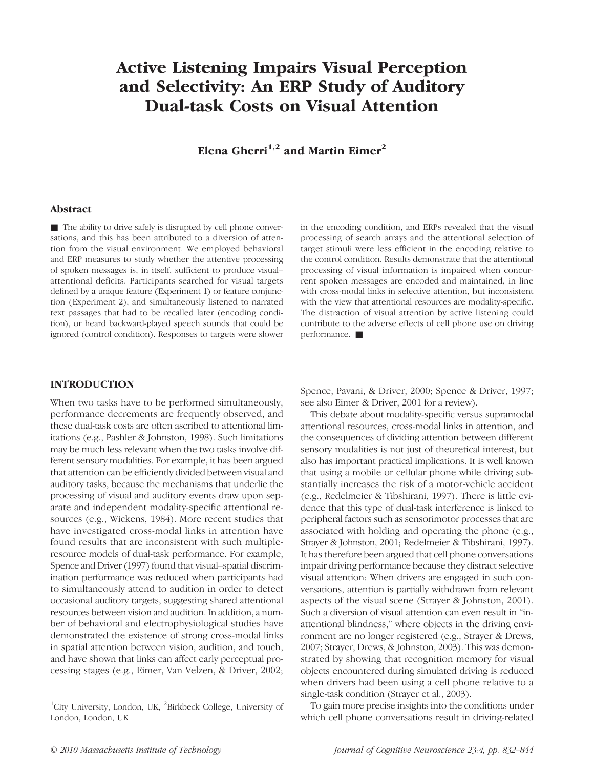# Active Listening Impairs Visual Perception and Selectivity: An ERP Study of Auditory Dual-task Costs on Visual Attention

**Elena Gherri[1,2] and Martin Eimer[2]**

## Abstract

■ The ability to drive safely is disrupted by cell phone conversations, and this has been attributed to a diversion of attention from the visual environment. We employed behavioral and ERP measures to study whether the attentive processing of spoken messages is, in itself, sufficient to produce visual–attentional deficits. Participants searched for visual targets defined by a unique feature (Experiment 1) or feature conjunction (Experiment 2), and simultaneously listened to narrated text passages that had to be recalled later (encoding condition), or heard backward-played speech sounds that could be ignored (control condition). Responses to targets were slower in the encoding condition, and ERPs revealed that the visual processing of search arrays and the attentional selection of target stimuli were less efficient in the encoding relative to the control condition. Results demonstrate that the attentional processing of visual information is impaired when concurrent spoken messages are encoded and maintained, in line with cross-modal links in selective attention, but inconsistent with the view that attentional resources are modality-specific. The distraction of visual attention by active listening could contribute to the adverse effects of cell phone use on driving performance. ■

## INTRODUCTION

When two tasks have to be performed simultaneously, performance decrements are frequently observed, and these dual-task costs are often ascribed to attentional limitations (e.g., Pashler & Johnston, 1998). Such limitations may be much less relevant when the two tasks involve different sensory modalities. For example, it has been argued that attention can be efficiently divided between visual and auditory tasks, because the mechanisms that underlie the processing of visual and auditory events draw upon separate and independent modality-specific attentional resources (e.g., Wickens, 1984). More recent studies that have investigated cross-modal links in attention have found results that are inconsistent with such multiple-resource models of dual-task performance. For example, Spence and Driver (1997) found that visual–spatial discrimination performance was reduced when participants had to simultaneously attend to audition in order to detect occasional auditory targets, suggesting shared attentional resources between vision and audition. In addition, a number of behavioral and electrophysiological studies have demonstrated the existence of strong cross-modal links in spatial attention between vision, audition, and touch, and have shown that links can affect early perceptual processing stages (e.g., Eimer, Van Velzen, & Driver, 2002; Spence, Pavani, & Driver, 2000; Spence & Driver, 1997; see also Eimer & Driver, 2001 for a review).

This debate about modality-specific versus supramodal attentional resources, cross-modal links in attention, and the consequences of dividing attention between different sensory modalities is not just of theoretical interest, but also has important practical implications. It is well known that using a mobile or cellular phone while driving substantially increases the risk of a motor-vehicle accident (e.g., Redelmeier & Tibshirani, 1997). There is little evidence that this type of dual-task interference is linked to peripheral factors such as sensorimotor processes that are associated with holding and operating the phone (e.g., Strayer & Johnston, 2001; Redelmeier & Tibshirani, 1997). It has therefore been argued that cell phone conversations impair driving performance because they distract selective visual attention: When drivers are engaged in such conversations, attention is partially withdrawn from relevant aspects of the visual scene (Strayer & Johnston, 2001). Such a diversion of visual attention can even result in "inattentional blindness," where objects in the driving environment are no longer registered (e.g., Strayer & Drews, 2007; Strayer, Drews, & Johnston, 2003). This was demonstrated by showing that recognition memory for visual objects encountered during simulated driving is reduced when drivers had been using a cell phone relative to a single-task condition (Strayer et al., 2003).

To gain more precise insights into the conditions under which cell phone conversations result in driving-related

[1]City University, London, UK, [2]Birkbeck College, University of London, London, UK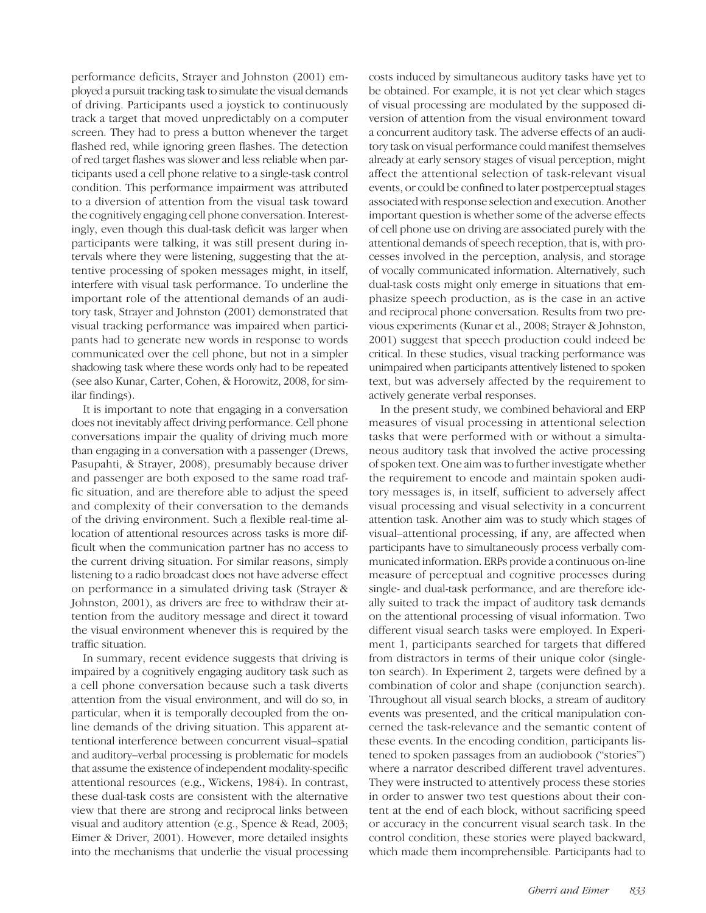performance deficits, Strayer and Johnston (2001) employed a pursuit tracking task to simulate the visual demands of driving. Participants used a joystick to continuously track a target that moved unpredictably on a computer screen. They had to press a button whenever the target flashed red, while ignoring green flashes. The detection of red target flashes was slower and less reliable when participants used a cell phone relative to a single-task control condition. This performance impairment was attributed to a diversion of attention from the visual task toward the cognitively engaging cell phone conversation. Interestingly, even though this dual-task deficit was larger when participants were talking, it was still present during intervals where they were listening, suggesting that the attentive processing of spoken messages might, in itself, interfere with visual task performance. To underline the important role of the attentional demands of an auditory task, Strayer and Johnston (2001) demonstrated that visual tracking performance was impaired when participants had to generate new words in response to words communicated over the cell phone, but not in a simpler shadowing task where these words only had to be repeated (see also Kunar, Carter, Cohen, & Horowitz, 2008, for similar findings).

It is important to note that engaging in a conversation does not inevitably affect driving performance. Cell phone conversations impair the quality of driving much more than engaging in a conversation with a passenger (Drews, Pasupahti, & Strayer, 2008), presumably because driver and passenger are both exposed to the same road traffic situation, and are therefore able to adjust the speed and complexity of their conversation to the demands of the driving environment. Such a flexible real-time allocation of attentional resources across tasks is more difficult when the communication partner has no access to the current driving situation. For similar reasons, simply listening to a radio broadcast does not have adverse effect on performance in a simulated driving task (Strayer & Johnston, 2001), as drivers are free to withdraw their attention from the auditory message and direct it toward the visual environment whenever this is required by the traffic situation.

In summary, recent evidence suggests that driving is impaired by a cognitively engaging auditory task such as a cell phone conversation because such a task diverts attention from the visual environment, and will do so, in particular, when it is temporally decoupled from the online demands of the driving situation. This apparent attentional interference between concurrent visual–spatial and auditory–verbal processing is problematic for models that assume the existence of independent modality-specific attentional resources (e.g., Wickens, 1984). In contrast, these dual-task costs are consistent with the alternative view that there are strong and reciprocal links between visual and auditory attention (e.g., Spence & Read, 2003; Eimer & Driver, 2001). However, more detailed insights into the mechanisms that underlie the visual processing costs induced by simultaneous auditory tasks have yet to be obtained. For example, it is not yet clear which stages of visual processing are modulated by the supposed diversion of attention from the visual environment toward a concurrent auditory task. The adverse effects of an auditory task on visual performance could manifest themselves already at early sensory stages of visual perception, might affect the attentional selection of task-relevant visual events, or could be confined to later postperceptual stages associated with response selection and execution. Another important question is whether some of the adverse effects of cell phone use on driving are associated purely with the attentional demands of speech reception, that is, with processes involved in the perception, analysis, and storage of vocally communicated information. Alternatively, such dual-task costs might only emerge in situations that emphasize speech production, as is the case in an active and reciprocal phone conversation. Results from two previous experiments (Kunar et al., 2008; Strayer & Johnston, 2001) suggest that speech production could indeed be critical. In these studies, visual tracking performance was unimpaired when participants attentively listened to spoken text, but was adversely affected by the requirement to actively generate verbal responses.

In the present study, we combined behavioral and ERP measures of visual processing in attentional selection tasks that were performed with or without a simultaneous auditory task that involved the active processing of spoken text. One aim was to further investigate whether the requirement to encode and maintain spoken auditory messages is, in itself, sufficient to adversely affect visual processing and visual selectivity in a concurrent attention task. Another aim was to study which stages of visual–attentional processing, if any, are affected when participants have to simultaneously process verbally communicated information. ERPs provide a continuous on-line measure of perceptual and cognitive processes during single- and dual-task performance, and are therefore ideally suited to track the impact of auditory task demands on the attentional processing of visual information. Two different visual search tasks were employed. In Experiment 1, participants searched for targets that differed from distractors in terms of their unique color (singleton search). In Experiment 2, targets were defined by a combination of color and shape (conjunction search). Throughout all visual search blocks, a stream of auditory events was presented, and the critical manipulation concerned the task-relevance and the semantic content of these events. In the encoding condition, participants listened to spoken passages from an audiobook ("stories") where a narrator described different travel adventures. They were instructed to attentively process these stories in order to answer two test questions about their content at the end of each block, without sacrificing speed or accuracy in the concurrent visual search task. In the control condition, these stories were played backward, which made them incomprehensible. Participants had to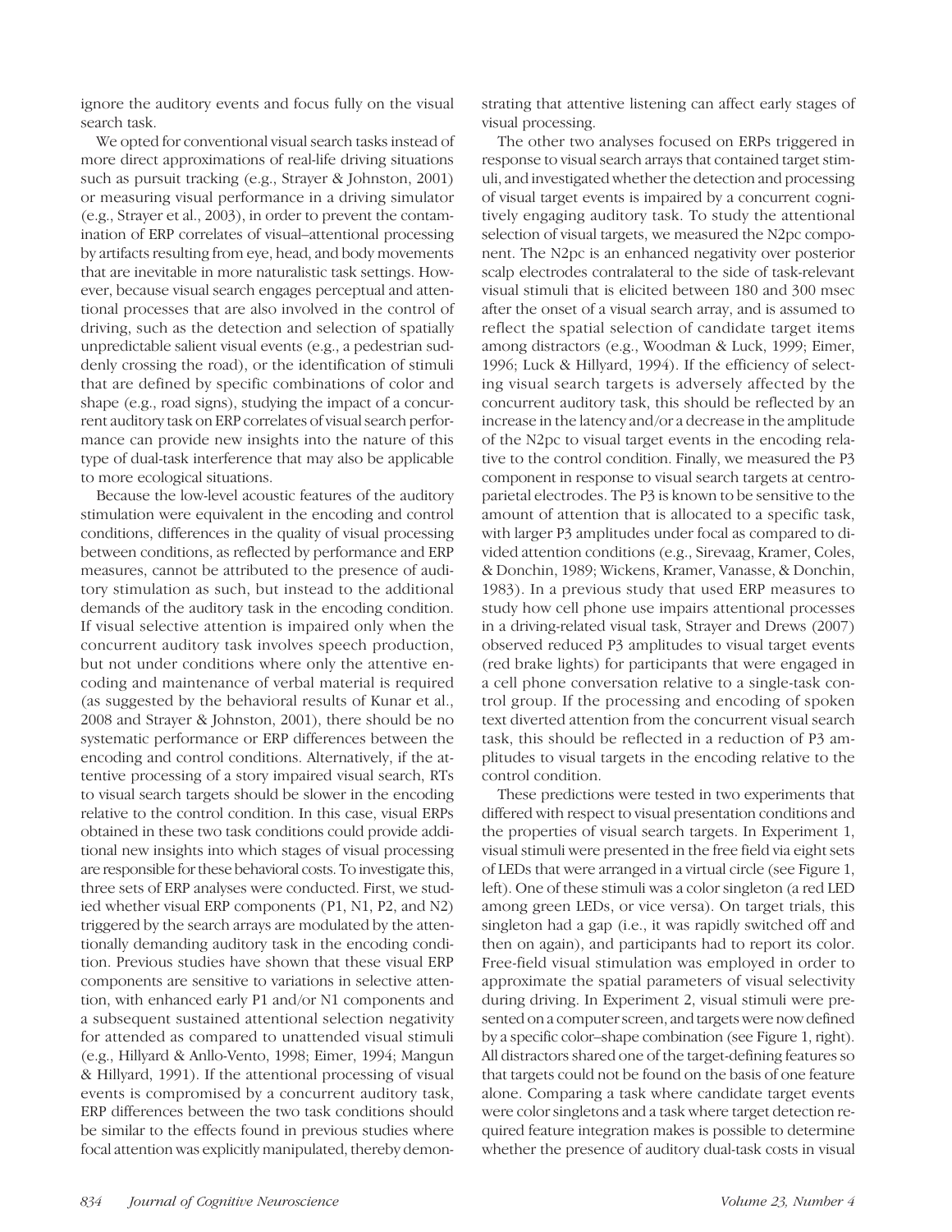ignore the auditory events and focus fully on the visual search task.

We opted for conventional visual search tasks instead of more direct approximations of real-life driving situations such as pursuit tracking (e.g., Strayer & Johnston, 2001) or measuring visual performance in a driving simulator (e.g., Strayer et al., 2003), in order to prevent the contamination of ERP correlates of visual–attentional processing by artifacts resulting from eye, head, and body movements that are inevitable in more naturalistic task settings. However, because visual search engages perceptual and attentional processes that are also involved in the control of driving, such as the detection and selection of spatially unpredictable salient visual events (e.g., a pedestrian suddenly crossing the road), or the identification of stimuli that are defined by specific combinations of color and shape (e.g., road signs), studying the impact of a concurrent auditory task on ERP correlates of visual search performance can provide new insights into the nature of this type of dual-task interference that may also be applicable to more ecological situations.

Because the low-level acoustic features of the auditory stimulation were equivalent in the encoding and control conditions, differences in the quality of visual processing between conditions, as reflected by performance and ERP measures, cannot be attributed to the presence of auditory stimulation as such, but instead to the additional demands of the auditory task in the encoding condition. If visual selective attention is impaired only when the concurrent auditory task involves speech production, but not under conditions where only the attentive encoding and maintenance of verbal material is required (as suggested by the behavioral results of Kunar et al., 2008 and Strayer & Johnston, 2001), there should be no systematic performance or ERP differences between the encoding and control conditions. Alternatively, if the attentive processing of a story impaired visual search, RTs to visual search targets should be slower in the encoding relative to the control condition. In this case, visual ERPs obtained in these two task conditions could provide additional new insights into which stages of visual processing are responsible for these behavioral costs. To investigate this, three sets of ERP analyses were conducted. First, we studied whether visual ERP components (P1, N1, P2, and N2) triggered by the search arrays are modulated by the attentionally demanding auditory task in the encoding condition. Previous studies have shown that these visual ERP components are sensitive to variations in selective attention, with enhanced early P1 and/or N1 components and a subsequent sustained attentional selection negativity for attended as compared to unattended visual stimuli (e.g., Hillyard & Anllo-Vento, 1998; Eimer, 1994; Mangun & Hillyard, 1991). If the attentional processing of visual events is compromised by a concurrent auditory task, ERP differences between the two task conditions should be similar to the effects found in previous studies where focal attention was explicitly manipulated, thereby demonstrating that attentive listening can affect early stages of visual processing.

The other two analyses focused on ERPs triggered in response to visual search arrays that contained target stimuli, and investigated whether the detection and processing of visual target events is impaired by a concurrent cognitively engaging auditory task. To study the attentional selection of visual targets, we measured the N2pc component. The N2pc is an enhanced negativity over posterior scalp electrodes contralateral to the side of task-relevant visual stimuli that is elicited between 180 and 300 msec after the onset of a visual search array, and is assumed to reflect the spatial selection of candidate target items among distractors (e.g., Woodman & Luck, 1999; Eimer, 1996; Luck & Hillyard, 1994). If the efficiency of selecting visual search targets is adversely affected by the concurrent auditory task, this should be reflected by an increase in the latency and/or a decrease in the amplitude of the N2pc to visual target events in the encoding relative to the control condition. Finally, we measured the P3 component in response to visual search targets at centroparietal electrodes. The P3 is known to be sensitive to the amount of attention that is allocated to a specific task, with larger P3 amplitudes under focal as compared to divided attention conditions (e.g., Sirevaag, Kramer, Coles, & Donchin, 1989; Wickens, Kramer, Vanasse, & Donchin, 1983). In a previous study that used ERP measures to study how cell phone use impairs attentional processes in a driving-related visual task, Strayer and Drews (2007) observed reduced P3 amplitudes to visual target events (red brake lights) for participants that were engaged in a cell phone conversation relative to a single-task control group. If the processing and encoding of spoken text diverted attention from the concurrent visual search task, this should be reflected in a reduction of P3 amplitudes to visual targets in the encoding relative to the control condition.

These predictions were tested in two experiments that differed with respect to visual presentation conditions and the properties of visual search targets. In Experiment 1, visual stimuli were presented in the free field via eight sets of LEDs that were arranged in a virtual circle (see Figure 1, left). One of these stimuli was a color singleton (a red LED among green LEDs, or vice versa). On target trials, this singleton had a gap (i.e., it was rapidly switched off and then on again), and participants had to report its color. Free-field visual stimulation was employed in order to approximate the spatial parameters of visual selectivity during driving. In Experiment 2, visual stimuli were presented on a computer screen, and targets were now defined by a specific color–shape combination (see Figure 1, right). All distractors shared one of the target-defining features so that targets could not be found on the basis of one feature alone. Comparing a task where candidate target events were color singletons and a task where target detection required feature integration makes is possible to determine whether the presence of auditory dual-task costs in visual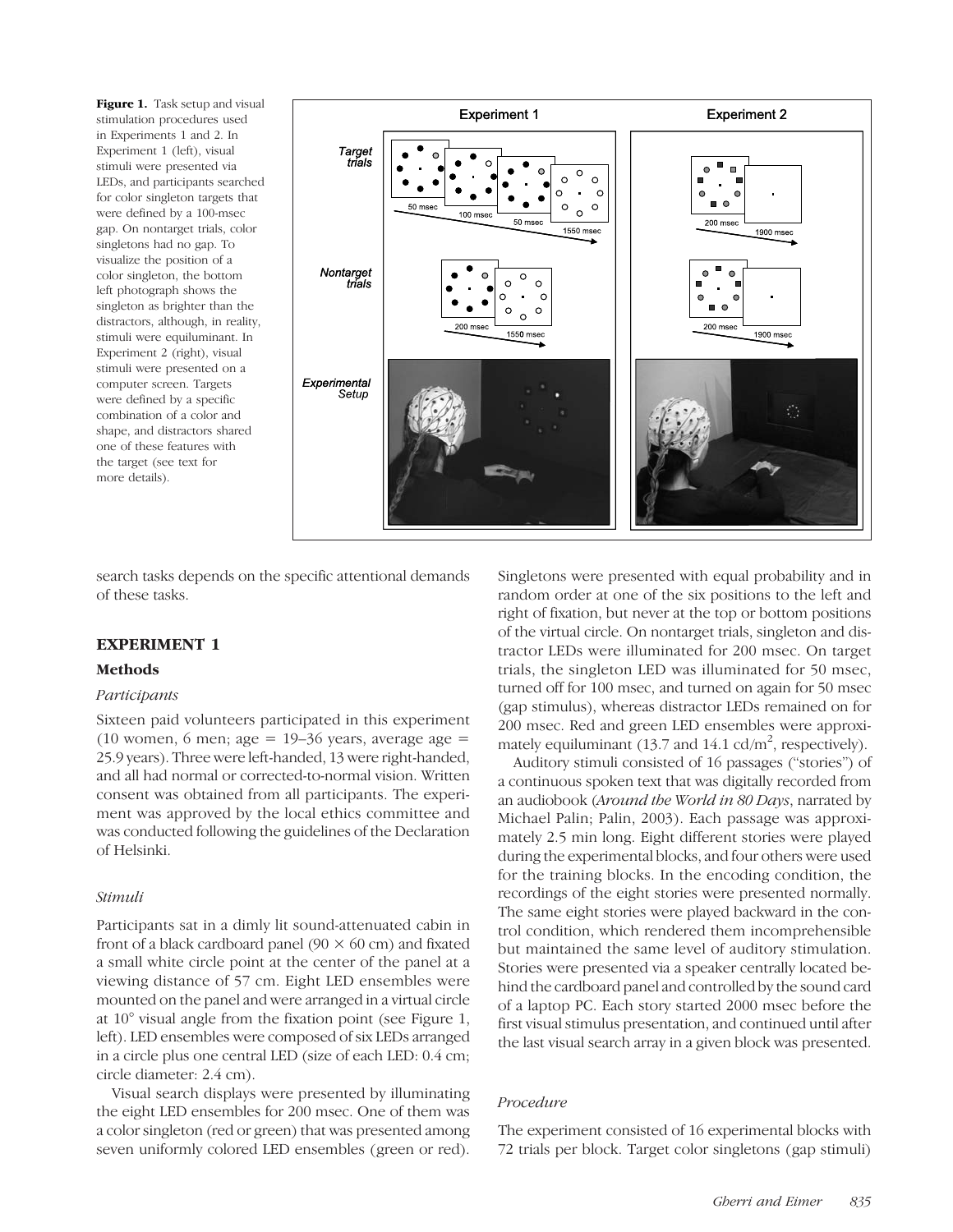**Figure 1.** Task setup and visual stimulation procedures used in Experiments 1 and 2. In Experiment 1 (left), visual stimuli were presented via LEDs, and participants searched for color singleton targets that were defined by a 100-msec gap. On nontarget trials, color singletons had no gap. To visualize the position of a color singleton, the bottom left photograph shows the singleton as brighter than the distractors, although, in reality, stimuli were equiluminant. In Experiment 2 (right), visual stimuli were presented on a computer screen. Targets were defined by a specific combination of a color and shape, and distractors shared one of these features with the target (see text for more details).

search tasks depends on the specific attentional demands of these tasks.

## EXPERIMENT 1

### Methods

#### *Participants*

Sixteen paid volunteers participated in this experiment (10 women, 6 men; age = 19–36 years, average age = 25.9 years). Three were left-handed, 13 were right-handed, and all had normal or corrected-to-normal vision. Written consent was obtained from all participants. The experiment was approved by the local ethics committee and was conducted following the guidelines of the Declaration of Helsinki.

#### *Stimuli*

Participants sat in a dimly lit sound-attenuated cabin in front of a black cardboard panel (90 × 60 cm) and fixated a small white circle point at the center of the panel at a viewing distance of 57 cm. Eight LED ensembles were mounted on the panel and were arranged in a virtual circle at 10° visual angle from the fixation point (see Figure 1, left). LED ensembles were composed of six LEDs arranged in a circle plus one central LED (size of each LED: 0.4 cm; circle diameter: 2.4 cm).

Visual search displays were presented by illuminating the eight LED ensembles for 200 msec. One of them was a color singleton (red or green) that was presented among seven uniformly colored LED ensembles (green or red). Singletons were presented with equal probability and in random order at one of the six positions to the left and right of fixation, but never at the top or bottom positions of the virtual circle. On nontarget trials, singleton and distractor LEDs were illuminated for 200 msec. On target trials, the singleton LED was illuminated for 50 msec, turned off for 100 msec, and turned on again for 50 msec (gap stimulus), whereas distractor LEDs remained on for 200 msec. Red and green LED ensembles were approximately equiluminant (13.7 and 14.1 cd/m$^2$, respectively).

Auditory stimuli consisted of 16 passages ("stories") of a continuous spoken text that was digitally recorded from an audiobook (*Around the World in 80 Days*, narrated by Michael Palin; Palin, 2003). Each passage was approximately 2.5 min long. Eight different stories were played during the experimental blocks, and four others were used for the training blocks. In the encoding condition, the recordings of the eight stories were presented normally. The same eight stories were played backward in the control condition, which rendered them incomprehensible but maintained the same level of auditory stimulation. Stories were presented via a speaker centrally located behind the cardboard panel and controlled by the sound card of a laptop PC. Each story started 2000 msec before the first visual stimulus presentation, and continued until after the last visual search array in a given block was presented.

#### *Procedure*

The experiment consisted of 16 experimental blocks with 72 trials per block. Target color singletons (gap stimuli)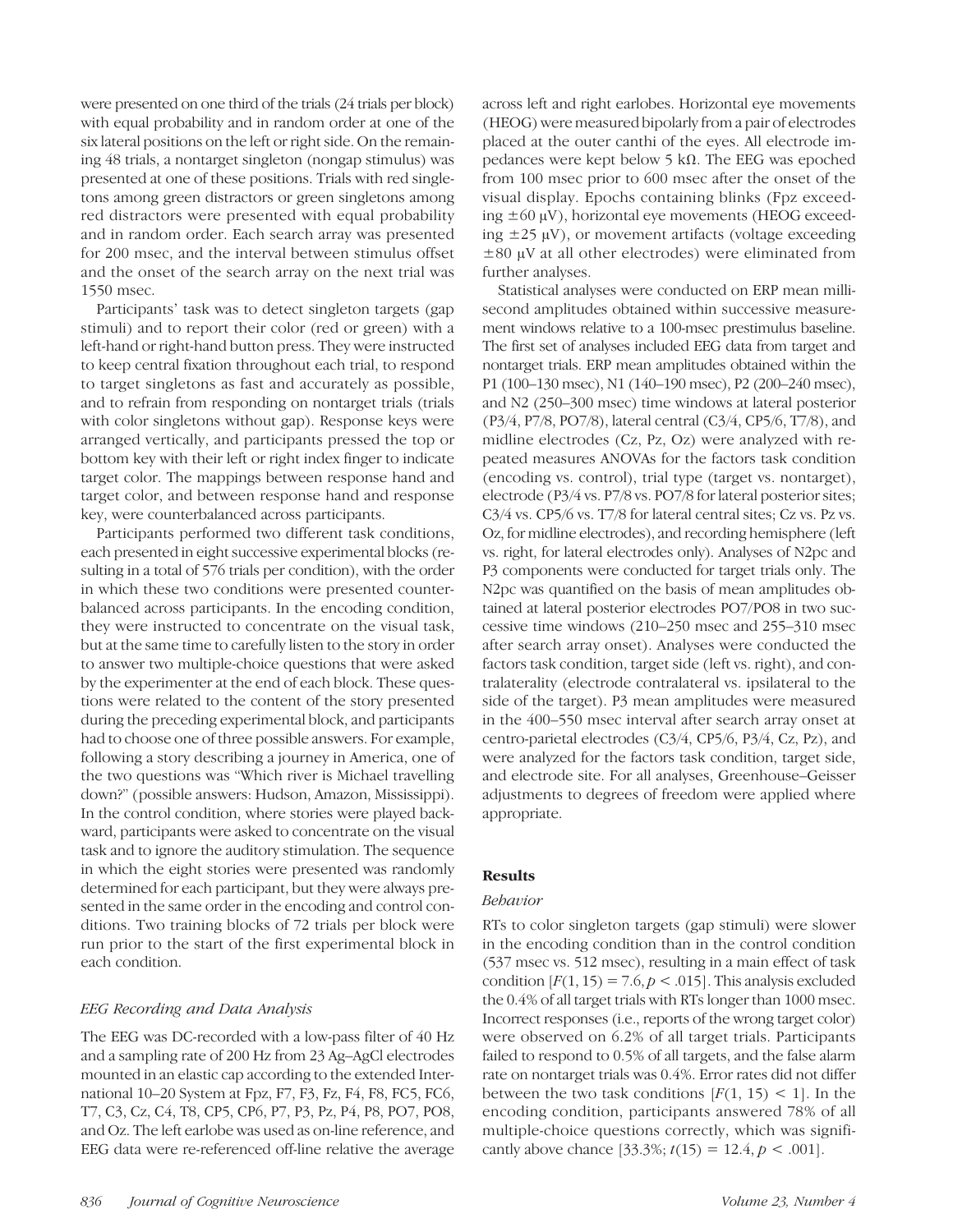were presented on one third of the trials (24 trials per block) with equal probability and in random order at one of the six lateral positions on the left or right side. On the remaining 48 trials, a nontarget singleton (nongap stimulus) was presented at one of these positions. Trials with red singletons among green distractors or green singletons among red distractors were presented with equal probability and in random order. Each search array was presented for 200 msec, and the interval between stimulus offset and the onset of the search array on the next trial was 1550 msec.

Participants' task was to detect singleton targets (gap stimuli) and to report their color (red or green) with a left-hand or right-hand button press. They were instructed to keep central fixation throughout each trial, to respond to target singletons as fast and accurately as possible, and to refrain from responding on nontarget trials (trials with color singletons without gap). Response keys were arranged vertically, and participants pressed the top or bottom key with their left or right index finger to indicate target color. The mappings between response hand and target color, and between response hand and response key, were counterbalanced across participants.

Participants performed two different task conditions, each presented in eight successive experimental blocks (resulting in a total of 576 trials per condition), with the order in which these two conditions were presented counterbalanced across participants. In the encoding condition, they were instructed to concentrate on the visual task, but at the same time to carefully listen to the story in order to answer two multiple-choice questions that were asked by the experimenter at the end of each block. These questions were related to the content of the story presented during the preceding experimental block, and participants had to choose one of three possible answers. For example, following a story describing a journey in America, one of the two questions was "Which river is Michael travelling down?" (possible answers: Hudson, Amazon, Mississippi). In the control condition, where stories were played backward, participants were asked to concentrate on the visual task and to ignore the auditory stimulation. The sequence in which the eight stories were presented was randomly determined for each participant, but they were always presented in the same order in the encoding and control conditions. Two training blocks of 72 trials per block were run prior to the start of the first experimental block in each condition.

### *EEG Recording and Data Analysis*

The EEG was DC-recorded with a low-pass filter of 40 Hz and a sampling rate of 200 Hz from 23 Ag–AgCl electrodes mounted in an elastic cap according to the extended International 10–20 System at Fpz, F7, F3, Fz, F4, F8, FC5, FC6, T7, C3, Cz, C4, T8, CP5, CP6, P7, P3, Pz, P4, P8, PO7, PO8, and Oz. The left earlobe was used as on-line reference, and EEG data were re-referenced off-line relative the average across left and right earlobes. Horizontal eye movements (HEOG) were measured bipolarly from a pair of electrodes placed at the outer canthi of the eyes. All electrode impedances were kept below 5 kΩ. The EEG was epoched from 100 msec prior to 600 msec after the onset of the visual display. Epochs containing blinks (Fpz exceeding ±60 μV), horizontal eye movements (HEOG exceeding ±25 μV), or movement artifacts (voltage exceeding ±80 μV at all other electrodes) were eliminated from further analyses.

Statistical analyses were conducted on ERP mean millisecond amplitudes obtained within successive measurement windows relative to a 100-msec prestimulus baseline. The first set of analyses included EEG data from target and nontarget trials. ERP mean amplitudes obtained within the P1 (100–130 msec), N1 (140–190 msec), P2 (200–240 msec), and N2 (250–300 msec) time windows at lateral posterior (P3/4, P7/8, PO7/8), lateral central (C3/4, CP5/6, T7/8), and midline electrodes (Cz, Pz, Oz) were analyzed with repeated measures ANOVAs for the factors task condition (encoding vs. control), trial type (target vs. nontarget), electrode (P3/4 vs. P7/8 vs. PO7/8 for lateral posterior sites; C3/4 vs. CP5/6 vs. T7/8 for lateral central sites; Cz vs. Pz vs. Oz, for midline electrodes), and recording hemisphere (left vs. right, for lateral electrodes only). Analyses of N2pc and P3 components were conducted for target trials only. The N2pc was quantified on the basis of mean amplitudes obtained at lateral posterior electrodes PO7/PO8 in two successive time windows (210–250 msec and 255–310 msec after search array onset). Analyses were conducted the factors task condition, target side (left vs. right), and contralaterality (electrode contralateral vs. ipsilateral to the side of the target). P3 mean amplitudes were measured in the 400–550 msec interval after search array onset at centro-parietal electrodes (C3/4, CP5/6, P3/4, Cz, Pz), and were analyzed for the factors task condition, target side, and electrode site. For all analyses, Greenhouse–Geisser adjustments to degrees of freedom were applied where appropriate.

## Results

### *Behavior*

RTs to color singleton targets (gap stimuli) were slower in the encoding condition than in the control condition (537 msec vs. 512 msec), resulting in a main effect of task condition [$F(1, 15) = 7.6, p < .015$]. This analysis excluded the 0.4% of all target trials with RTs longer than 1000 msec. Incorrect responses (i.e., reports of the wrong target color) were observed on 6.2% of all target trials. Participants failed to respond to 0.5% of all targets, and the false alarm rate on nontarget trials was 0.4%. Error rates did not differ between the two task conditions [$F(1, 15) < 1$]. In the encoding condition, participants answered 78% of all multiple-choice questions correctly, which was significantly above chance [33.3%; $t(15) = 12.4, p < .001$].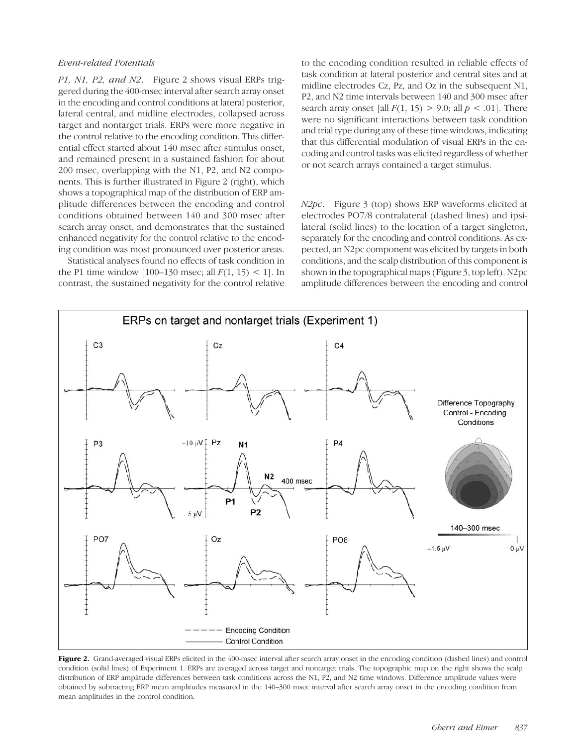*Event-related Potentials*

*P1, N1, P2, and N2.* Figure 2 shows visual ERPs triggered during the 400-msec interval after search array onset in the encoding and control conditions at lateral posterior, lateral central, and midline electrodes, collapsed across target and nontarget trials. ERPs were more negative in the control relative to the encoding condition. This differential effect started about 140 msec after stimulus onset, and remained present in a sustained fashion for about 200 msec, overlapping with the N1, P2, and N2 components. This is further illustrated in Figure 2 (right), which shows a topographical map of the distribution of ERP amplitude differences between the encoding and control conditions obtained between 140 and 300 msec after search array onset, and demonstrates that the sustained enhanced negativity for the control relative to the encoding condition was most pronounced over posterior areas.

Statistical analyses found no effects of task condition in the P1 time window [100–130 msec; all $F(1, 15) < 1$]. In contrast, the sustained negativity for the control relative to the encoding condition resulted in reliable effects of task condition at lateral posterior and central sites and at midline electrodes Cz, Pz, and Oz in the subsequent N1, P2, and N2 time intervals between 140 and 300 msec after search array onset [all $F(1, 15) > 9.0$; all $p < .01$]. There were no significant interactions between task condition and trial type during any of these time windows, indicating that this differential modulation of visual ERPs in the encoding and control tasks was elicited regardless of whether or not search arrays contained a target stimulus.

*N2pc.* Figure 3 (top) shows ERP waveforms elicited at electrodes PO7/8 contralateral (dashed lines) and ipsilateral (solid lines) to the location of a target singleton, separately for the encoding and control conditions. As expected, an N2pc component was elicited by targets in both conditions, and the scalp distribution of this component is shown in the topographical maps (Figure 3, top left). N2pc amplitude differences between the encoding and control

**Figure 2.** Grand-averaged visual ERPs elicited in the 400-msec interval after search array onset in the encoding condition (dashed lines) and control condition (solid lines) of Experiment 1. ERPs are averaged across target and nontarget trials. The topographic map on the right shows the scalp distribution of ERP amplitude differences between task conditions across the N1, P2, and N2 time windows. Difference amplitude values were obtained by subtracting ERP mean amplitudes measured in the 140–300 msec interval after search array onset in the encoding condition from mean amplitudes in the control condition.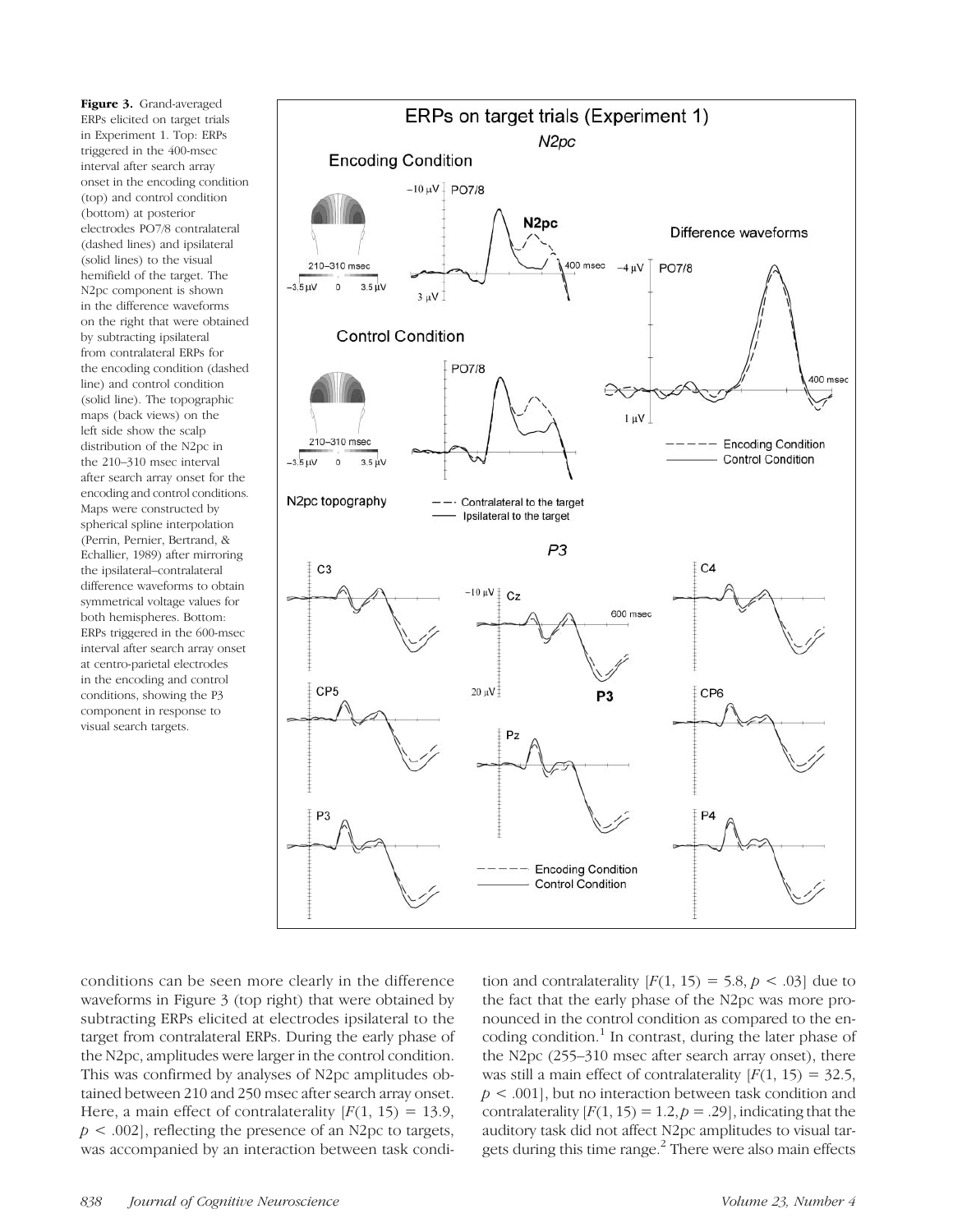**Figure 3.** Grand-averaged ERPs elicited on target trials in Experiment 1. Top: ERPs triggered in the 400-msec interval after search array onset in the encoding condition (top) and control condition (bottom) at posterior electrodes PO7/8 contralateral (dashed lines) and ipsilateral (solid lines) to the visual hemifield of the target. The N2pc component is shown in the difference waveforms on the right that were obtained by subtracting ipsilateral from contralateral ERPs for the encoding condition (dashed line) and control condition (solid line). The topographic maps (back views) on the left side show the scalp distribution of the N2pc in the 210–310 msec interval after search array onset for the encoding and control conditions. Maps were constructed by spherical spline interpolation (Perrin, Pernier, Bertrand, & Echallier, 1989) after mirroring the ipsilateral–contralateral difference waveforms to obtain symmetrical voltage values for both hemispheres. Bottom: ERPs triggered in the 600-msec interval after search array onset at centro-parietal electrodes in the encoding and control conditions, showing the P3 component in response to visual search targets.

conditions can be seen more clearly in the difference waveforms in Figure 3 (top right) that were obtained by subtracting ERPs elicited at electrodes ipsilateral to the target from contralateral ERPs. During the early phase of the N2pc, amplitudes were larger in the control condition. This was confirmed by analyses of N2pc amplitudes obtained between 210 and 250 msec after search array onset. Here, a main effect of contralaterality [$F(1, 15) = 13.9$, $p < .002$], reflecting the presence of an N2pc to targets, was accompanied by an interaction between task condition and contralaterality [$F(1, 15) = 5.8$, $p < .03$] due to the fact that the early phase of the N2pc was more pronounced in the control condition as compared to the encoding condition.[1] In contrast, during the later phase of the N2pc (255–310 msec after search array onset), there was still a main effect of contralaterality [$F(1, 15) = 32.5$, $p < .001$], but no interaction between task condition and contralaterality [$F(1, 15) = 1.2, p = .29$], indicating that the auditory task did not affect N2pc amplitudes to visual targets during this time range.[2] There were also main effects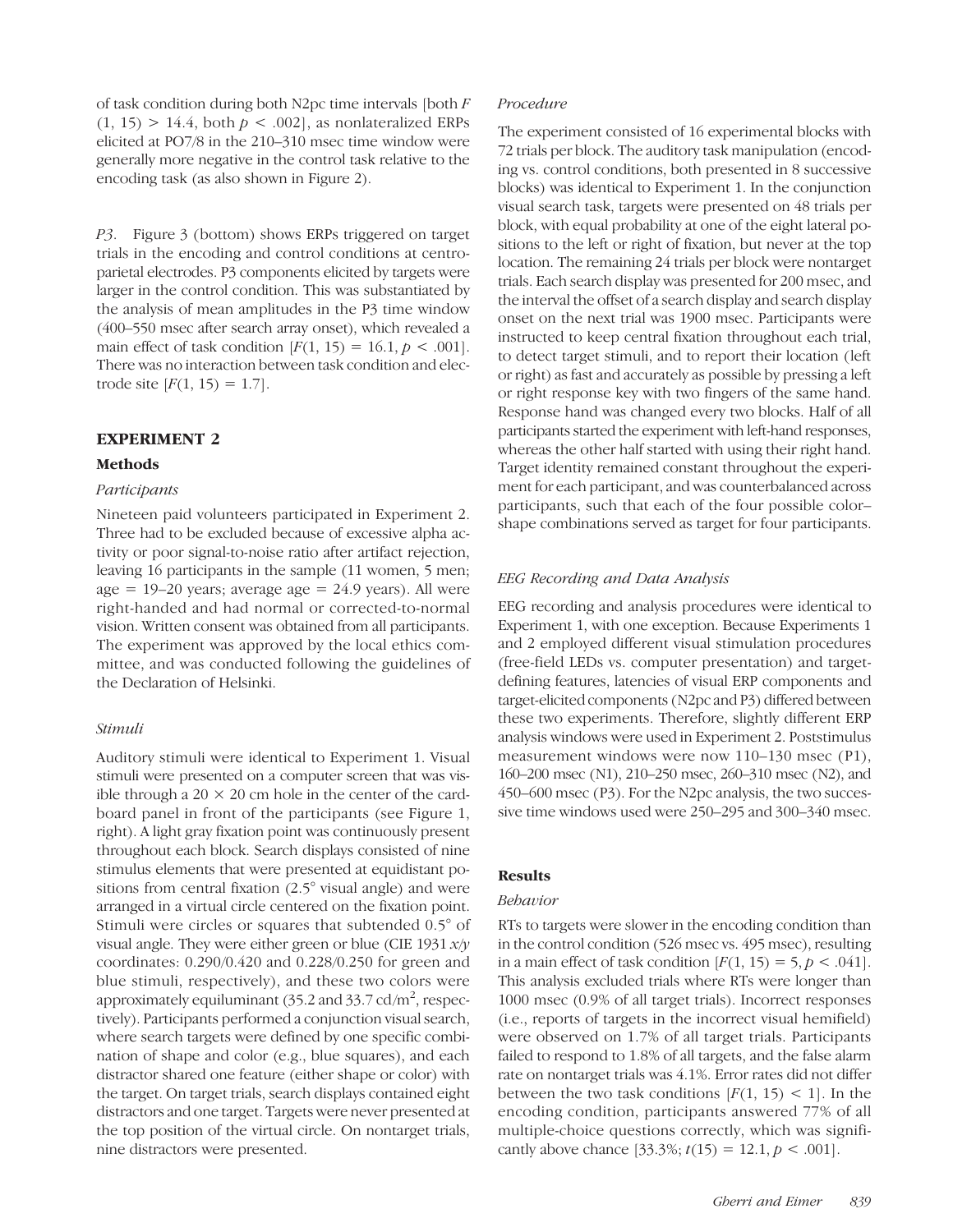of task condition during both N2pc time intervals [both $F(1, 15) > 14.4$, both $p < .002$], as nonlateralized ERPs elicited at PO7/8 in the 210–310 msec time window were generally more negative in the control task relative to the encoding task (as also shown in Figure 2).

*P3*. Figure 3 (bottom) shows ERPs triggered on target trials in the encoding and control conditions at centroparietal electrodes. P3 components elicited by targets were larger in the control condition. This was substantiated by the analysis of mean amplitudes in the P3 time window (400–550 msec after search array onset), which revealed a main effect of task condition [$F(1, 15) = 16.1, p < .001$]. There was no interaction between task condition and electrode site [$F(1, 15) = 1.7$].

## EXPERIMENT 2

### Methods

#### *Participants*

Nineteen paid volunteers participated in Experiment 2. Three had to be excluded because of excessive alpha activity or poor signal-to-noise ratio after artifact rejection, leaving 16 participants in the sample (11 women, 5 men; age = 19–20 years; average age = 24.9 years). All were right-handed and had normal or corrected-to-normal vision. Written consent was obtained from all participants. The experiment was approved by the local ethics committee, and was conducted following the guidelines of the Declaration of Helsinki.

#### *Stimuli*

Auditory stimuli were identical to Experiment 1. Visual stimuli were presented on a computer screen that was visible through a 20 × 20 cm hole in the center of the cardboard panel in front of the participants (see Figure 1, right). A light gray fixation point was continuously present throughout each block. Search displays consisted of nine stimulus elements that were presented at equidistant positions from central fixation (2.5° visual angle) and were arranged in a virtual circle centered on the fixation point. Stimuli were circles or squares that subtended 0.5° of visual angle. They were either green or blue (CIE 1931 *x/y* coordinates: 0.290/0.420 and 0.228/0.250 for green and blue stimuli, respectively), and these two colors were approximately equiluminant (35.2 and 33.7 cd/m$^2$, respectively). Participants performed a conjunction visual search, where search targets were defined by one specific combination of shape and color (e.g., blue squares), and each distractor shared one feature (either shape or color) with the target. On target trials, search displays contained eight distractors and one target. Targets were never presented at the top position of the virtual circle. On nontarget trials, nine distractors were presented.

#### *Procedure*

The experiment consisted of 16 experimental blocks with 72 trials per block. The auditory task manipulation (encoding vs. control conditions, both presented in 8 successive blocks) was identical to Experiment 1. In the conjunction visual search task, targets were presented on 48 trials per block, with equal probability at one of the eight lateral positions to the left or right of fixation, but never at the top location. The remaining 24 trials per block were nontarget trials. Each search display was presented for 200 msec, and the interval the offset of a search display and search display onset on the next trial was 1900 msec. Participants were instructed to keep central fixation throughout each trial, to detect target stimuli, and to report their location (left or right) as fast and accurately as possible by pressing a left or right response key with two fingers of the same hand. Response hand was changed every two blocks. Half of all participants started the experiment with left-hand responses, whereas the other half started with using their right hand. Target identity remained constant throughout the experiment for each participant, and was counterbalanced across participants, such that each of the four possible color–shape combinations served as target for four participants.

#### *EEG Recording and Data Analysis*

EEG recording and analysis procedures were identical to Experiment 1, with one exception. Because Experiments 1 and 2 employed different visual stimulation procedures (free-field LEDs vs. computer presentation) and target-defining features, latencies of visual ERP components and target-elicited components (N2pc and P3) differed between these two experiments. Therefore, slightly different ERP analysis windows were used in Experiment 2. Poststimulus measurement windows were now 110–130 msec (P1), 160–200 msec (N1), 210–250 msec, 260–310 msec (N2), and 450–600 msec (P3). For the N2pc analysis, the two successive time windows used were 250–295 and 300–340 msec.

### Results

#### *Behavior*

RTs to targets were slower in the encoding condition than in the control condition (526 msec vs. 495 msec), resulting in a main effect of task condition [$F(1, 15) = 5, p < .041$]. This analysis excluded trials where RTs were longer than 1000 msec (0.9% of all target trials). Incorrect responses (i.e., reports of targets in the incorrect visual hemifield) were observed on 1.7% of all target trials. Participants failed to respond to 1.8% of all targets, and the false alarm rate on nontarget trials was 4.1%. Error rates did not differ between the two task conditions [$F(1, 15) < 1$]. In the encoding condition, participants answered 77% of all multiple-choice questions correctly, which was significantly above chance [33.3%; $t(15) = 12.1, p < .001$].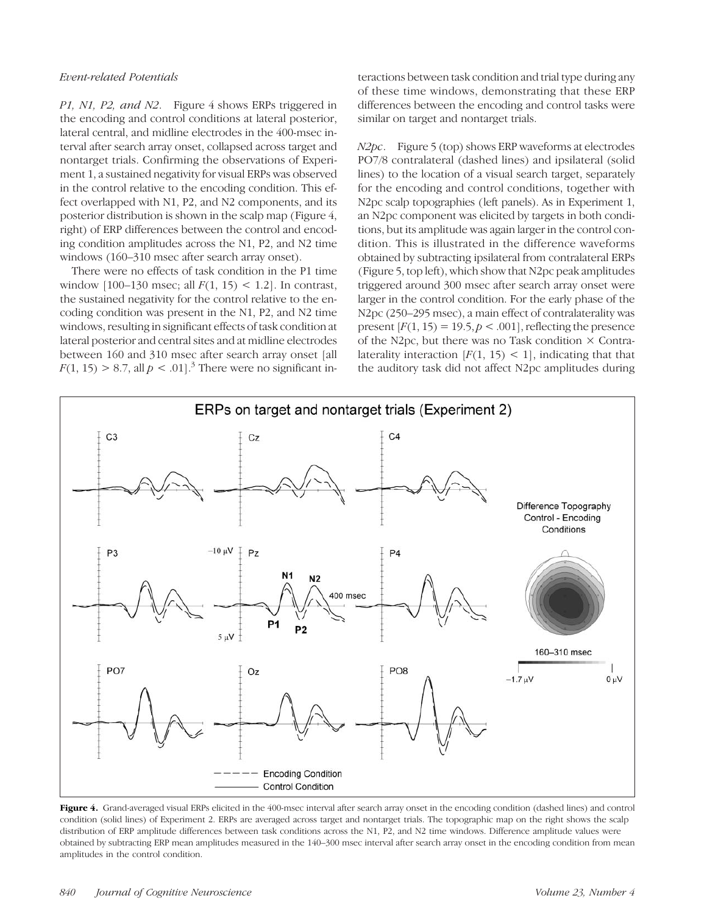*Event-related Potentials*

*P1, N1, P2, and N2.* Figure 4 shows ERPs triggered in the encoding and control conditions at lateral posterior, lateral central, and midline electrodes in the 400-msec interval after search array onset, collapsed across target and nontarget trials. Confirming the observations of Experiment 1, a sustained negativity for visual ERPs was observed in the control relative to the encoding condition. This effect overlapped with N1, P2, and N2 components, and its posterior distribution is shown in the scalp map (Figure 4, right) of ERP differences between the control and encoding condition amplitudes across the N1, P2, and N2 time windows (160–310 msec after search array onset).

There were no effects of task condition in the P1 time window [100–130 msec; all $F(1, 15) < 1.2$]. In contrast, the sustained negativity for the control relative to the encoding condition was present in the N1, P2, and N2 time windows, resulting in significant effects of task condition at lateral posterior and central sites and at midline electrodes between 160 and 310 msec after search array onset [all $F(1, 15) > 8.7$, all $p < .01$].[3] There were no significant interactions between task condition and trial type during any of these time windows, demonstrating that these ERP differences between the encoding and control tasks were similar on target and nontarget trials.

*N2pc.* Figure 5 (top) shows ERP waveforms at electrodes PO7/8 contralateral (dashed lines) and ipsilateral (solid lines) to the location of a visual search target, separately for the encoding and control conditions, together with N2pc scalp topographies (left panels). As in Experiment 1, an N2pc component was elicited by targets in both conditions, but its amplitude was again larger in the control condition. This is illustrated in the difference waveforms obtained by subtracting ipsilateral from contralateral ERPs (Figure 5, top left), which show that N2pc peak amplitudes triggered around 300 msec after search array onset were larger in the control condition. For the early phase of the N2pc (250–295 msec), a main effect of contralaterality was present [$F(1, 15) = 19.5, p < .001$], reflecting the presence of the N2pc, but there was no Task condition × Contralaterality interaction [$F(1, 15) < 1$], indicating that that the auditory task did not affect N2pc amplitudes during

**Figure 4.** Grand-averaged visual ERPs elicited in the 400-msec interval after search array onset in the encoding condition (dashed lines) and control condition (solid lines) of Experiment 2. ERPs are averaged across target and nontarget trials. The topographic map on the right shows the scalp distribution of ERP amplitude differences between task conditions across the N1, P2, and N2 time windows. Difference amplitude values were obtained by subtracting ERP mean amplitudes measured in the 140–300 msec interval after search array onset in the encoding condition from mean amplitudes in the control condition.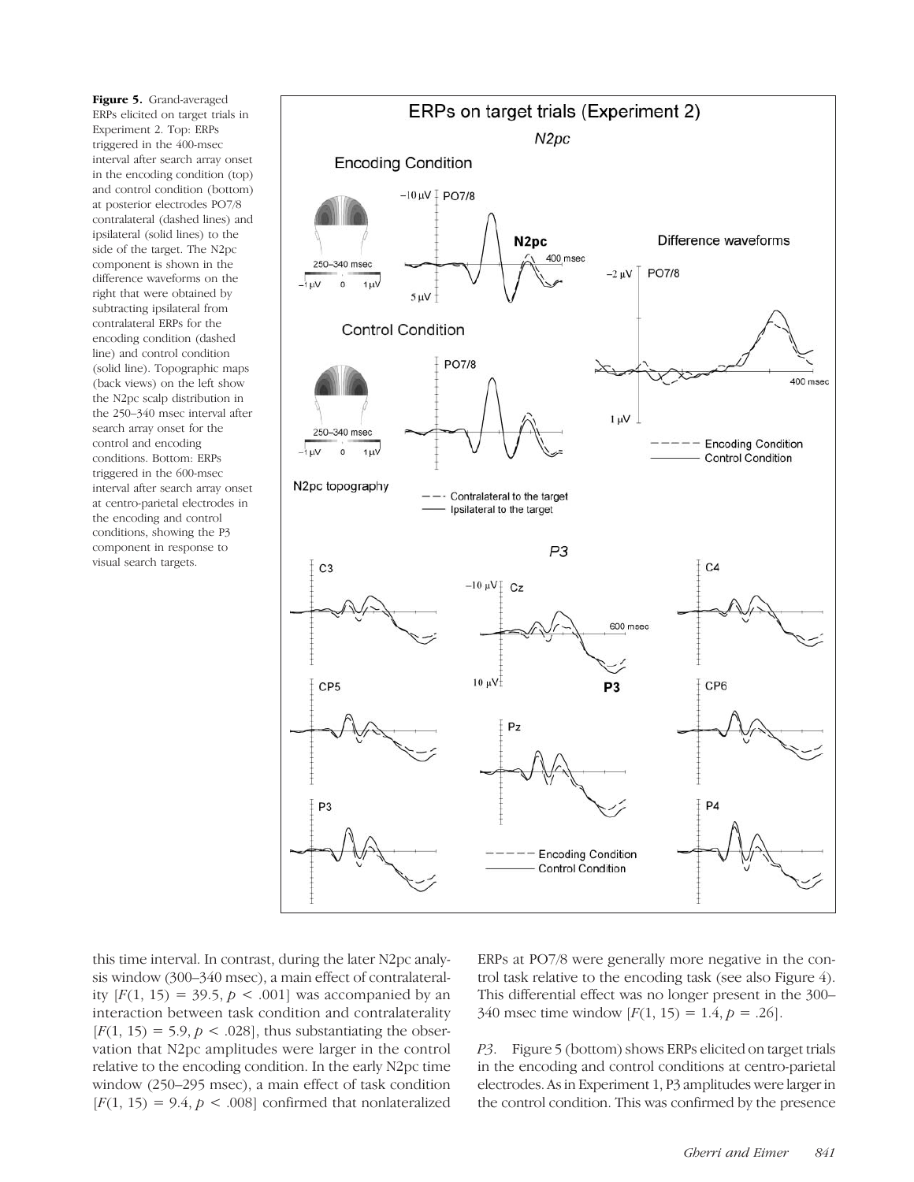**Figure 5.** Grand-averaged ERPs elicited on target trials in Experiment 2. Top: ERPs triggered in the 400-msec interval after search array onset in the encoding condition (top) and control condition (bottom) at posterior electrodes PO7/8 contralateral (dashed lines) and ipsilateral (solid lines) to the side of the target. The N2pc component is shown in the difference waveforms on the right that were obtained by subtracting ipsilateral from contralateral ERPs for the encoding condition (dashed line) and control condition (solid line). Topographic maps (back views) on the left show the N2pc scalp distribution in the 250–340 msec interval after search array onset for the control and encoding conditions. Bottom: ERPs triggered in the 600-msec interval after search array onset at centro-parietal electrodes in the encoding and control conditions, showing the P3 component in response to visual search targets.

this time interval. In contrast, during the later N2pc analysis window (300–340 msec), a main effect of contralaterality [$F(1, 15) = 39.5$, $p < .001$] was accompanied by an interaction between task condition and contralaterality [$F(1, 15) = 5.9$, $p < .028$], thus substantiating the observation that N2pc amplitudes were larger in the control relative to the encoding condition. In the early N2pc time window (250–295 msec), a main effect of task condition [$F(1, 15) = 9.4$, $p < .008$] confirmed that nonlateralized ERPs at PO7/8 were generally more negative in the control task relative to the encoding task (see also Figure 4). This differential effect was no longer present in the 300–340 msec time window [$F(1, 15) = 1.4$, $p = .26$].

*P3.* Figure 5 (bottom) shows ERPs elicited on target trials in the encoding and control conditions at centro-parietal electrodes. As in Experiment 1, P3 amplitudes were larger in the control condition. This was confirmed by the presence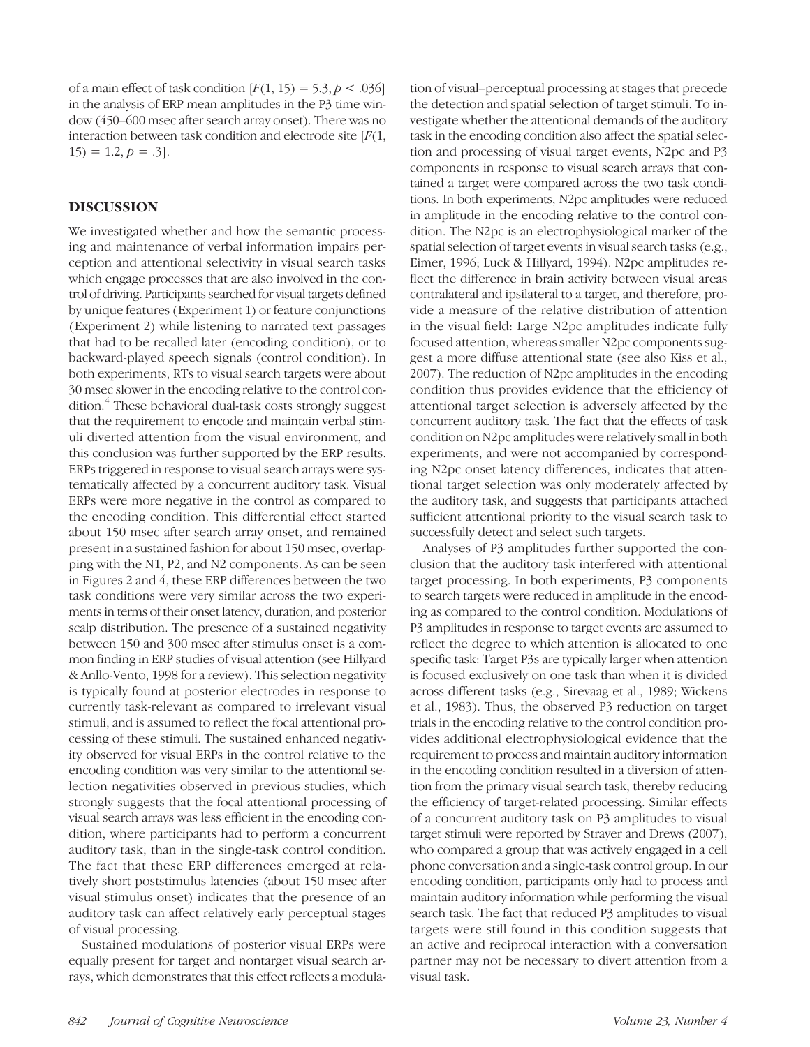of a main effect of task condition [$F(1, 15) = 5.3, p < .036$] in the analysis of ERP mean amplitudes in the P3 time window (450–600 msec after search array onset). There was no interaction between task condition and electrode site [$F(1, 15) = 1.2, p = .3$].

## DISCUSSION

We investigated whether and how the semantic processing and maintenance of verbal information impairs perception and attentional selectivity in visual search tasks which engage processes that are also involved in the control of driving. Participants searched for visual targets defined by unique features (Experiment 1) or feature conjunctions (Experiment 2) while listening to narrated text passages that had to be recalled later (encoding condition), or to backward-played speech signals (control condition). In both experiments, RTs to visual search targets were about 30 msec slower in the encoding relative to the control condition.[4] These behavioral dual-task costs strongly suggest that the requirement to encode and maintain verbal stimuli diverted attention from the visual environment, and this conclusion was further supported by the ERP results. ERPs triggered in response to visual search arrays were systematically affected by a concurrent auditory task. Visual ERPs were more negative in the control as compared to the encoding condition. This differential effect started about 150 msec after search array onset, and remained present in a sustained fashion for about 150 msec, overlapping with the N1, P2, and N2 components. As can be seen in Figures 2 and 4, these ERP differences between the two task conditions were very similar across the two experiments in terms of their onset latency, duration, and posterior scalp distribution. The presence of a sustained negativity between 150 and 300 msec after stimulus onset is a common finding in ERP studies of visual attention (see Hillyard & Anllo-Vento, 1998 for a review). This selection negativity is typically found at posterior electrodes in response to currently task-relevant as compared to irrelevant visual stimuli, and is assumed to reflect the focal attentional processing of these stimuli. The sustained enhanced negativity observed for visual ERPs in the control relative to the encoding condition was very similar to the attentional selection negativities observed in previous studies, which strongly suggests that the focal attentional processing of visual search arrays was less efficient in the encoding condition, where participants had to perform a concurrent auditory task, than in the single-task control condition. The fact that these ERP differences emerged at relatively short poststimulus latencies (about 150 msec after visual stimulus onset) indicates that the presence of an auditory task can affect relatively early perceptual stages of visual processing.

Sustained modulations of posterior visual ERPs were equally present for target and nontarget visual search arrays, which demonstrates that this effect reflects a modulation of visual–perceptual processing at stages that precede the detection and spatial selection of target stimuli. To investigate whether the attentional demands of the auditory task in the encoding condition also affect the spatial selection and processing of visual target events, N2pc and P3 components in response to visual search arrays that contained a target were compared across the two task conditions. In both experiments, N2pc amplitudes were reduced in amplitude in the encoding relative to the control condition. The N2pc is an electrophysiological marker of the spatial selection of target events in visual search tasks (e.g., Eimer, 1996; Luck & Hillyard, 1994). N2pc amplitudes reflect the difference in brain activity between visual areas contralateral and ipsilateral to a target, and therefore, provide a measure of the relative distribution of attention in the visual field: Large N2pc amplitudes indicate fully focused attention, whereas smaller N2pc components suggest a more diffuse attentional state (see also Kiss et al., 2007). The reduction of N2pc amplitudes in the encoding condition thus provides evidence that the efficiency of attentional target selection is adversely affected by the concurrent auditory task. The fact that the effects of task condition on N2pc amplitudes were relatively small in both experiments, and were not accompanied by corresponding N2pc onset latency differences, indicates that attentional target selection was only moderately affected by the auditory task, and suggests that participants attached sufficient attentional priority to the visual search task to successfully detect and select such targets.

Analyses of P3 amplitudes further supported the conclusion that the auditory task interfered with attentional target processing. In both experiments, P3 components to search targets were reduced in amplitude in the encoding as compared to the control condition. Modulations of P3 amplitudes in response to target events are assumed to reflect the degree to which attention is allocated to one specific task: Target P3s are typically larger when attention is focused exclusively on one task than when it is divided across different tasks (e.g., Sirevaag et al., 1989; Wickens et al., 1983). Thus, the observed P3 reduction on target trials in the encoding relative to the control condition provides additional electrophysiological evidence that the requirement to process and maintain auditory information in the encoding condition resulted in a diversion of attention from the primary visual search task, thereby reducing the efficiency of target-related processing. Similar effects of a concurrent auditory task on P3 amplitudes to visual target stimuli were reported by Strayer and Drews (2007), who compared a group that was actively engaged in a cell phone conversation and a single-task control group. In our encoding condition, participants only had to process and maintain auditory information while performing the visual search task. The fact that reduced P3 amplitudes to visual targets were still found in this condition suggests that an active and reciprocal interaction with a conversation partner may not be necessary to divert attention from a visual task.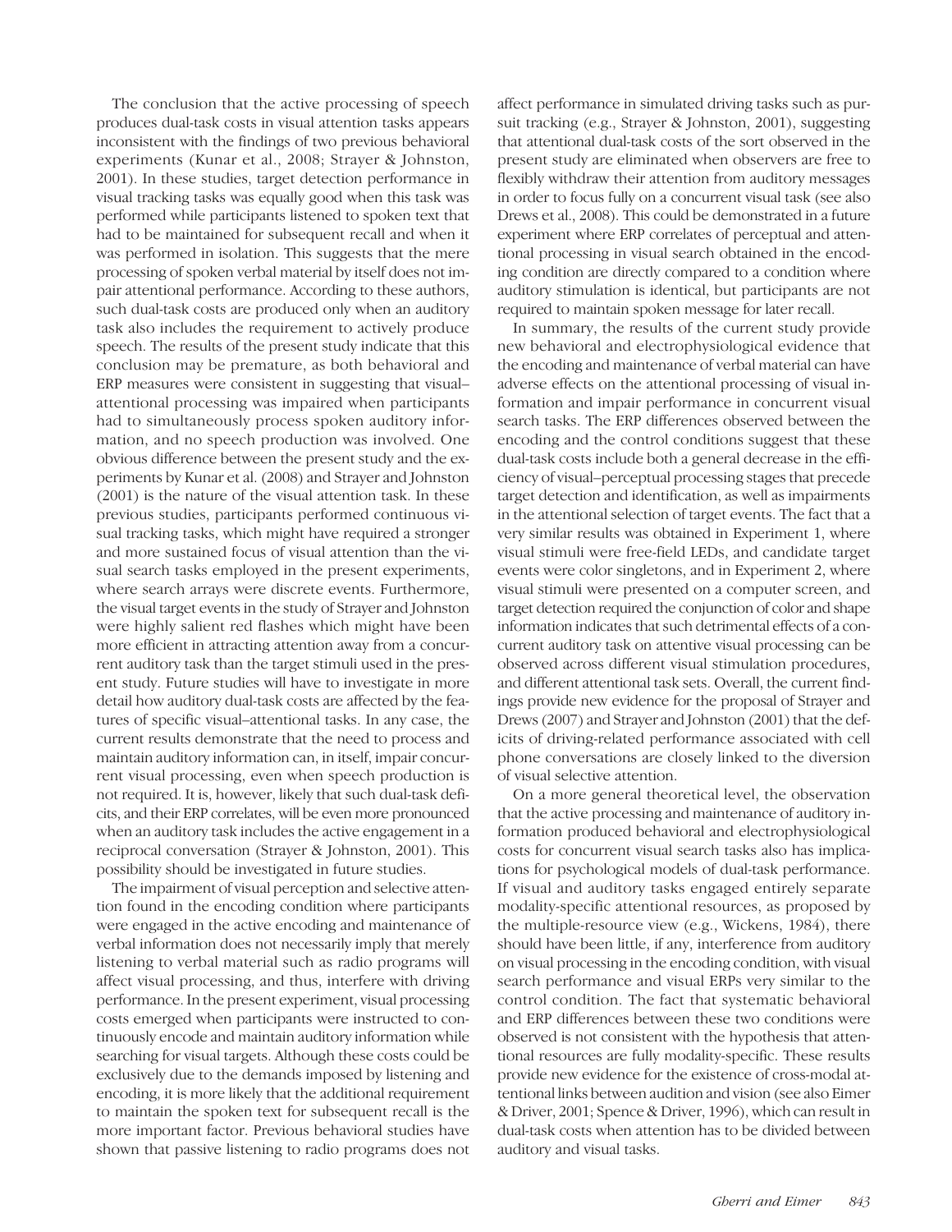The conclusion that the active processing of speech produces dual-task costs in visual attention tasks appears inconsistent with the findings of two previous behavioral experiments (Kunar et al., 2008; Strayer & Johnston, 2001). In these studies, target detection performance in visual tracking tasks was equally good when this task was performed while participants listened to spoken text that had to be maintained for subsequent recall and when it was performed in isolation. This suggests that the mere processing of spoken verbal material by itself does not impair attentional performance. According to these authors, such dual-task costs are produced only when an auditory task also includes the requirement to actively produce speech. The results of the present study indicate that this conclusion may be premature, as both behavioral and ERP measures were consistent in suggesting that visual–attentional processing was impaired when participants had to simultaneously process spoken auditory information, and no speech production was involved. One obvious difference between the present study and the experiments by Kunar et al. (2008) and Strayer and Johnston (2001) is the nature of the visual attention task. In these previous studies, participants performed continuous visual tracking tasks, which might have required a stronger and more sustained focus of visual attention than the visual search tasks employed in the present experiments, where search arrays were discrete events. Furthermore, the visual target events in the study of Strayer and Johnston were highly salient red flashes which might have been more efficient in attracting attention away from a concurrent auditory task than the target stimuli used in the present study. Future studies will have to investigate in more detail how auditory dual-task costs are affected by the features of specific visual–attentional tasks. In any case, the current results demonstrate that the need to process and maintain auditory information can, in itself, impair concurrent visual processing, even when speech production is not required. It is, however, likely that such dual-task deficits, and their ERP correlates, will be even more pronounced when an auditory task includes the active engagement in a reciprocal conversation (Strayer & Johnston, 2001). This possibility should be investigated in future studies.

The impairment of visual perception and selective attention found in the encoding condition where participants were engaged in the active encoding and maintenance of verbal information does not necessarily imply that merely listening to verbal material such as radio programs will affect visual processing, and thus, interfere with driving performance. In the present experiment, visual processing costs emerged when participants were instructed to continuously encode and maintain auditory information while searching for visual targets. Although these costs could be exclusively due to the demands imposed by listening and encoding, it is more likely that the additional requirement to maintain the spoken text for subsequent recall is the more important factor. Previous behavioral studies have shown that passive listening to radio programs does not affect performance in simulated driving tasks such as pursuit tracking (e.g., Strayer & Johnston, 2001), suggesting that attentional dual-task costs of the sort observed in the present study are eliminated when observers are free to flexibly withdraw their attention from auditory messages in order to focus fully on a concurrent visual task (see also Drews et al., 2008). This could be demonstrated in a future experiment where ERP correlates of perceptual and attentional processing in visual search obtained in the encoding condition are directly compared to a condition where auditory stimulation is identical, but participants are not required to maintain spoken message for later recall.

In summary, the results of the current study provide new behavioral and electrophysiological evidence that the encoding and maintenance of verbal material can have adverse effects on the attentional processing of visual information and impair performance in concurrent visual search tasks. The ERP differences observed between the encoding and the control conditions suggest that these dual-task costs include both a general decrease in the efficiency of visual–perceptual processing stages that precede target detection and identification, as well as impairments in the attentional selection of target events. The fact that a very similar results was obtained in Experiment 1, where visual stimuli were free-field LEDs, and candidate target events were color singletons, and in Experiment 2, where visual stimuli were presented on a computer screen, and target detection required the conjunction of color and shape information indicates that such detrimental effects of a concurrent auditory task on attentive visual processing can be observed across different visual stimulation procedures, and different attentional task sets. Overall, the current findings provide new evidence for the proposal of Strayer and Drews (2007) and Strayer and Johnston (2001) that the deficits of driving-related performance associated with cell phone conversations are closely linked to the diversion of visual selective attention.

On a more general theoretical level, the observation that the active processing and maintenance of auditory information produced behavioral and electrophysiological costs for concurrent visual search tasks also has implications for psychological models of dual-task performance. If visual and auditory tasks engaged entirely separate modality-specific attentional resources, as proposed by the multiple-resource view (e.g., Wickens, 1984), there should have been little, if any, interference from auditory on visual processing in the encoding condition, with visual search performance and visual ERPs very similar to the control condition. The fact that systematic behavioral and ERP differences between these two conditions were observed is not consistent with the hypothesis that attentional resources are fully modality-specific. These results provide new evidence for the existence of cross-modal attentional links between audition and vision (see also Eimer & Driver, 2001; Spence & Driver, 1996), which can result in dual-task costs when attention has to be divided between auditory and visual tasks.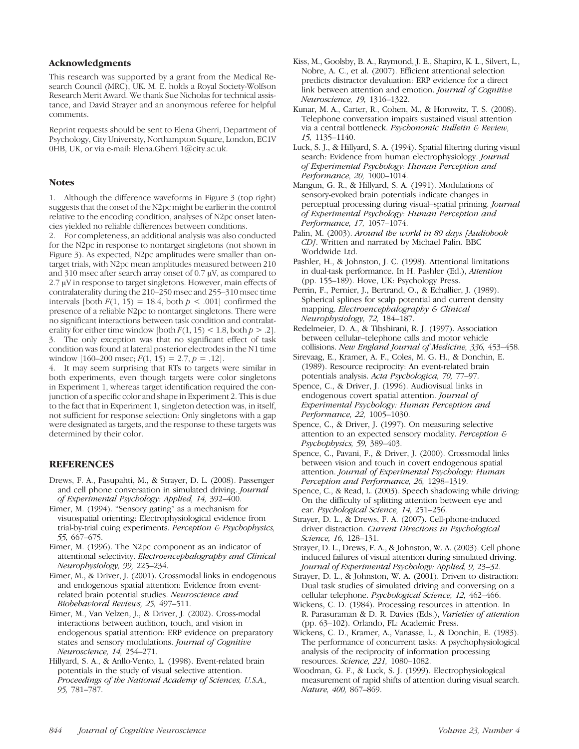### Acknowledgments

This research was supported by a grant from the Medical Research Council (MRC), UK. M. E. holds a Royal Society-Wolfson Research Merit Award. We thank Sue Nicholas for technical assistance, and David Strayer and an anonymous referee for helpful comments.

Reprint requests should be sent to Elena Gherri, Department of Psychology, City University, Northampton Square, London, EC1V 0HB, UK, or via e-mail: Elena.Gherri.1@city.ac.uk.

### Notes

1. Although the difference waveforms in Figure 3 (top right) suggests that the onset of the N2pc might be earlier in the control relative to the encoding condition, analyses of N2pc onset latencies yielded no reliable differences between conditions.
2. For completeness, an additional analysis was also conducted for the N2pc in response to nontarget singletons (not shown in Figure 3). As expected, N2pc amplitudes were smaller than on-target trials, with N2pc mean amplitudes measured between 210 and 310 msec after search array onset of 0.7 μV, as compared to 2.7 μV in response to target singletons. However, main effects of contralaterality during the 210–250 msec and 255–310 msec time intervals [both $F(1, 15) = 18.4$, both $p < .001$] confirmed the presence of a reliable N2pc to nontarget singletons. There were no significant interactions between task condition and contralaterality for either time window [both $F(1, 15) < 1.8$, both $p > .2$].
3. The only exception was that no significant effect of task condition was found at lateral posterior electrodes in the N1 time window [160–200 msec; $F(1, 15) = 2.7$, $p = .12$].
4. It may seem surprising that RTs to targets were similar in both experiments, even though targets were color singletons in Experiment 1, whereas target identification required the conjunction of a specific color and shape in Experiment 2. This is due to the fact that in Experiment 1, singleton detection was, in itself, not sufficient for response selection: Only singletons with a gap were designated as targets, and the response to these targets was determined by their color.

## REFERENCES

Drews, F. A., Pasupahti, M., & Strayer, D. L. (2008). Passenger and cell phone conversation in simulated driving. *Journal of Experimental Psychology: Applied, 14,* 392–400.

Eimer, M. (1994). "Sensory gating" as a mechanism for visuospatial orienting: Electrophysiological evidence from trial-by-trial cuing experiments. *Perception & Psychophysics, 55,* 667–675.

Eimer, M. (1996). The N2pc component as an indicator of attentional selectivity. *Electroencephalography and Clinical Neurophysiology, 99,* 225–234.

Eimer, M., & Driver, J. (2001). Crossmodal links in endogenous and endogenous spatial attention: Evidence from event-related brain potential studies. *Neuroscience and Biobehavioral Reviews, 25,* 497–511.

Eimer, M., Van Velzen, J., & Driver, J. (2002). Cross-modal interactions between audition, touch, and vision in endogenous spatial attention: ERP evidence on preparatory states and sensory modulations. *Journal of Cognitive Neuroscience, 14,* 254–271.

Hillyard, S. A., & Anllo-Vento, L. (1998). Event-related brain potentials in the study of visual selective attention. *Proceedings of the National Academy of Sciences, U.S.A., 95,* 781–787.

Kiss, M., Goolsby, B. A., Raymond, J. E., Shapiro, K. L., Silvert, L., Nobre, A. C., et al. (2007). Efficient attentional selection predicts distractor devaluation: ERP evidence for a direct link between attention and emotion. *Journal of Cognitive Neuroscience, 19,* 1316–1322.

Kunar, M. A., Carter, R., Cohen, M., & Horowitz, T. S. (2008). Telephone conversation impairs sustained visual attention via a central bottleneck. *Psychonomic Bulletin & Review, 15,* 1135–1140.

Luck, S. J., & Hillyard, S. A. (1994). Spatial filtering during visual search: Evidence from human electrophysiology. *Journal of Experimental Psychology: Human Perception and Performance, 20,* 1000–1014.

Mangun, G. R., & Hillyard, S. A. (1991). Modulations of sensory-evoked brain potentials indicate changes in perceptual processing during visual–spatial priming. *Journal of Experimental Psychology: Human Perception and Performance, 17,* 1057–1074.

Palin, M. (2003). *Around the world in 80 days [Audiobook CD].* Written and narrated by Michael Palin. BBC Worldwide Ltd.

Pashler, H., & Johnston, J. C. (1998). Attentional limitations in dual-task performance. In H. Pashler (Ed.), *Attention* (pp. 155–189). Hove, UK: Psychology Press.

Perrin, F., Pernier, J., Bertrand, O., & Echallier, J. (1989). Spherical splines for scalp potential and current density mapping. *Electroencephalography & Clinical Neurophysiology, 72,* 184–187.

Redelmeier, D. A., & Tibshirani, R. J. (1997). Association between cellular–telephone calls and motor vehicle collisions. *New England Journal of Medicine, 336,* 453–458.

Sirevaag, E., Kramer, A. F., Coles, M. G. H., & Donchin, E. (1989). Resource reciprocity: An event-related brain potentials analysis. *Acta Psychologica, 70,* 77–97.

Spence, C., & Driver, J. (1996). Audiovisual links in endogenous covert spatial attention. *Journal of Experimental Psychology: Human Perception and Performance, 22,* 1005–1030.

Spence, C., & Driver, J. (1997). On measuring selective attention to an expected sensory modality. *Perception & Psychophysics, 59,* 389–403.

Spence, C., Pavani, F., & Driver, J. (2000). Crossmodal links between vision and touch in covert endogenous spatial attention. *Journal of Experimental Psychology: Human Perception and Performance, 26,* 1298–1319.

Spence, C., & Read, L. (2003). Speech shadowing while driving: On the difficulty of splitting attention between eye and ear. *Psychological Science, 14,* 251–256.

Strayer, D. L., & Drews, F. A. (2007). Cell-phone-induced driver distraction. *Current Directions in Psychological Science, 16,* 128–131.

Strayer, D. L., Drews, F. A., & Johnston, W. A. (2003). Cell phone induced failures of visual attention during simulated driving. *Journal of Experimental Psychology: Applied, 9,* 23–32.

Strayer, D. L., & Johnston, W. A. (2001). Driven to distraction: Dual task studies of simulated driving and conversing on a cellular telephone. *Psychological Science, 12,* 462–466.

Wickens, C. D. (1984). Processing resources in attention. In R. Parasuraman & D. R. Davies (Eds.), *Varieties of attention* (pp. 63–102). Orlando, FL: Academic Press.

Wickens, C. D., Kramer, A., Vanasse, L., & Donchin, E. (1983). The performance of concurrent tasks: A psychophysiological analysis of the reciprocity of information processing resources. *Science, 221,* 1080–1082.

Woodman, G. F., & Luck, S. J. (1999). Electrophysiological measurement of rapid shifts of attention during visual search. *Nature, 400,* 867–869.